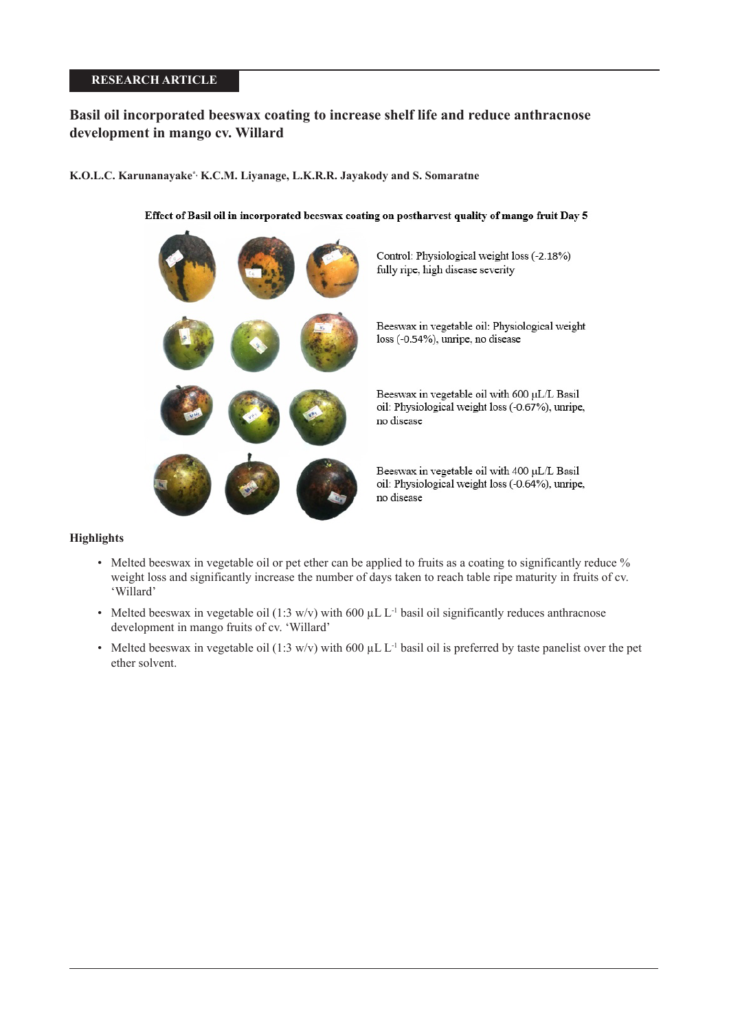RESEARCH ARTICLE

# Basil oil incorporated beeswax coating to increase shelf life and reduce anthracnose development in mango cv. Willard

**K.O.L.C. Karunanayake*, K.C.M. Liyanage, L.K.R.R. Jayakody and S. Somaratne**

**Effect of Basil oil in incorporated beeswax coating on postharvest quality of mango fruit Day 5**

Control: Physiological weight loss (-2.18%) fully ripe, high disease severity

Beeswax in vegetable oil: Physiological weight loss (-0.54%), unripe, no disease

Beeswax in vegetable oil with 600 µL/L Basil oil: Physiological weight loss (-0.67%), unripe, no disease

Beeswax in vegetable oil with 400 µL/L Basil oil: Physiological weight loss (-0.64%), unripe, no disease

## Highlights

- Melted beeswax in vegetable oil or pet ether can be applied to fruits as a coating to significantly reduce % weight loss and significantly increase the number of days taken to reach table ripe maturity in fruits of cv. 'Willard'
- Melted beeswax in vegetable oil (1:3 w/v) with 600 µL $L^{-1}$ basil oil significantly reduces anthracnose development in mango fruits of cv. 'Willard'
- Melted beeswax in vegetable oil (1:3 w/v) with 600 µL $L^{-1}$ basil oil is preferred by taste panelist over the pet ether solvent.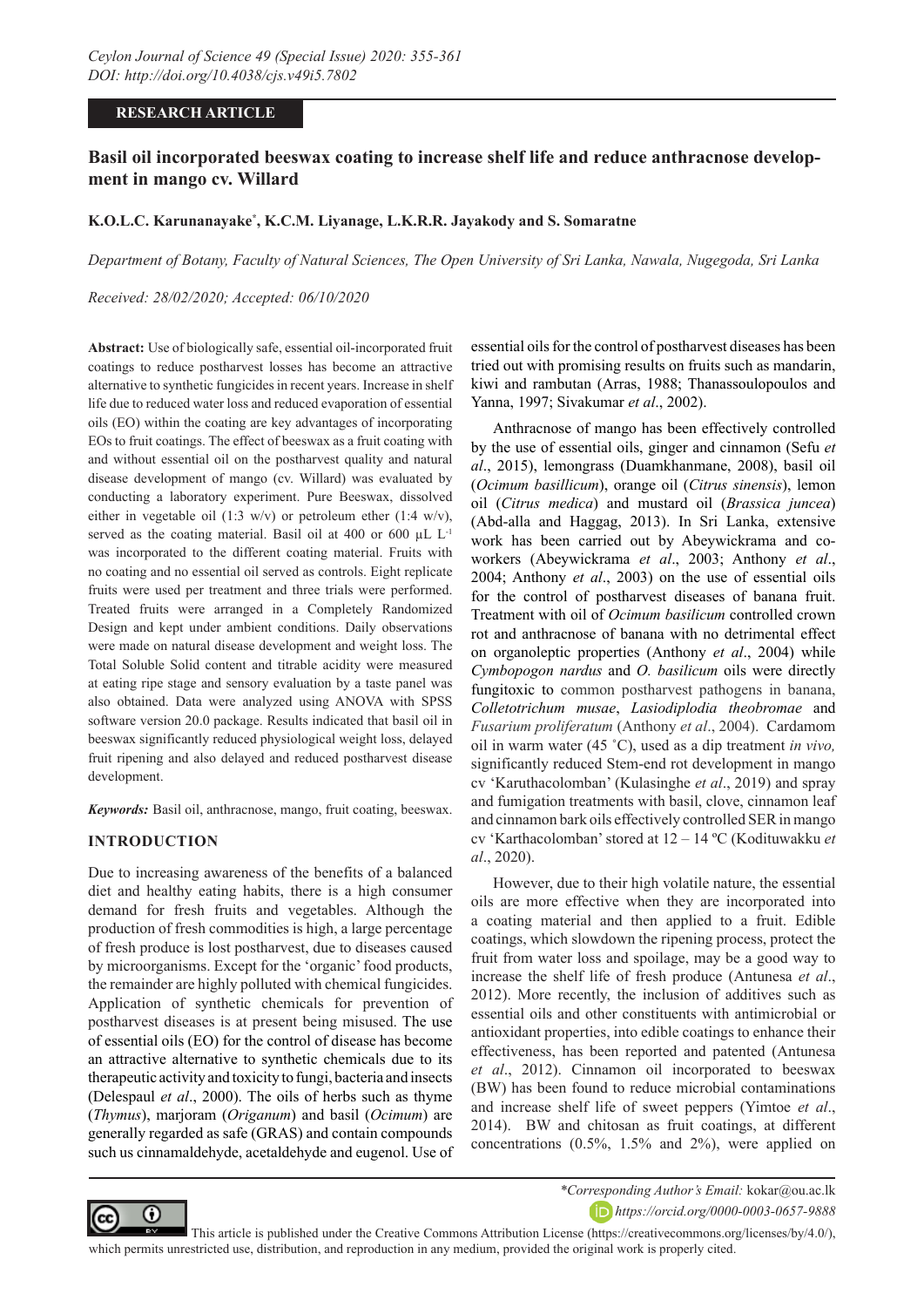RESEARCH ARTICLE

# Basil oil incorporated beeswax coating to increase shelf life and reduce anthracnose development in mango cv. Willard

**K.O.L.C. Karunanayake*, K.C.M. Liyanage, L.K.R.R. Jayakody and S. Somaratne**

*Department of Botany, Faculty of Natural Sciences, The Open University of Sri Lanka, Nawala, Nugegoda, Sri Lanka*

*Received: 28/02/2020; Accepted: 06/10/2020*

**Abstract:** Use of biologically safe, essential oil-incorporated fruit coatings to reduce postharvest losses has become an attractive alternative to synthetic fungicides in recent years. Increase in shelf life due to reduced water loss and reduced evaporation of essential oils (EO) within the coating are key advantages of incorporating EOs to fruit coatings. The effect of beeswax as a fruit coating with and without essential oil on the postharvest quality and natural disease development of mango (cv. Willard) was evaluated by conducting a laboratory experiment. Pure Beeswax, dissolved either in vegetable oil (1:3 w/v) or petroleum ether (1:4 w/v), served as the coating material. Basil oil at 400 or 600 µL $L^{-1}$ was incorporated to the different coating material. Fruits with no coating and no essential oil served as controls. Eight replicate fruits were used per treatment and three trials were performed. Treated fruits were arranged in a Completely Randomized Design and kept under ambient conditions. Daily observations were made on natural disease development and weight loss. The Total Soluble Solid content and titrable acidity were measured at eating ripe stage and sensory evaluation by a taste panel was also obtained. Data were analyzed using ANOVA with SPSS software version 20.0 package. Results indicated that basil oil in beeswax significantly reduced physiological weight loss, delayed fruit ripening and also delayed and reduced postharvest disease development.

***Keywords:*** Basil oil, anthracnose, mango, fruit coating, beeswax.

## INTRODUCTION

Due to increasing awareness of the benefits of a balanced diet and healthy eating habits, there is a high consumer demand for fresh fruits and vegetables. Although the production of fresh commodities is high, a large percentage of fresh produce is lost postharvest, due to diseases caused by microorganisms. Except for the 'organic' food products, the remainder are highly polluted with chemical fungicides. Application of synthetic chemicals for prevention of postharvest diseases is at present being misused. The use of essential oils (EO) for the control of disease has become an attractive alternative to synthetic chemicals due to its therapeutic activity and toxicity to fungi, bacteria and insects (Delespaul *et al*., 2000). The oils of herbs such as thyme (*Thymus*), marjoram (*Origanum*) and basil (*Ocimum*) are generally regarded as safe (GRAS) and contain compounds such us cinnamaldehyde, acetaldehyde and eugenol. Use of essential oils for the control of postharvest diseases has been tried out with promising results on fruits such as mandarin, kiwi and rambutan (Arras, 1988; Thanassoulopoulos and Yanna, 1997; Sivakumar *et al*., 2002).

Anthracnose of mango has been effectively controlled by the use of essential oils, ginger and cinnamon (Sefu *et al*., 2015), lemongrass (Duamkhanmane, 2008), basil oil (*Ocimum basillicum*), orange oil (*Citrus sinensis*), lemon oil (*Citrus medica*) and mustard oil (*Brassica juncea*) (Abd-alla and Haggag, 2013). In Sri Lanka, extensive work has been carried out by Abeywickrama and co-workers (Abeywickrama *et al*., 2003; Anthony *et al*., 2004; Anthony *et al*., 2003) on the use of essential oils for the control of postharvest diseases of banana fruit. Treatment with oil of *Ocimum basilicum* controlled crown rot and anthracnose of banana with no detrimental effect on organoleptic properties (Anthony *et al*., 2004) while *Cymbopogon nardus* and *O. basilicum* oils were directly fungitoxic to common postharvest pathogens in banana, *Colletotrichum musae*, *Lasiodiplodia theobromae* and *Fusarium proliferatum* (Anthony *et al*., 2004). Cardamom oil in warm water (45 ˚C), used as a dip treatment *in vivo,* significantly reduced Stem-end rot development in mango cv 'Karuthacolomban' (Kulasinghe *et al*., 2019) and spray and fumigation treatments with basil, clove, cinnamon leaf and cinnamon bark oils effectively controlled SER in mango cv 'Karthacolomban' stored at 12 – 14 ºC (Kodituwakku *et al*., 2020).

However, due to their high volatile nature, the essential oils are more effective when they are incorporated into a coating material and then applied to a fruit. Edible coatings, which slowdown the ripening process, protect the fruit from water loss and spoilage, may be a good way to increase the shelf life of fresh produce (Antunesa *et al*., 2012). More recently, the inclusion of additives such as essential oils and other constituents with antimicrobial or antioxidant properties, into edible coatings to enhance their effectiveness, has been reported and patented (Antunesa *et al*., 2012). Cinnamon oil incorporated to beeswax (BW) has been found to reduce microbial contaminations and increase shelf life of sweet peppers (Yimtoe *et al*., 2014). BW and chitosan as fruit coatings, at different concentrations (0.5%, 1.5% and 2%), were applied on

*Corresponding Author's Email: kokar@ou.ac.lk
https://orcid.org/0000-0003-0657-9888

This article is published under the Creative Commons Attribution License (https://creativecommons.org/licenses/by/4.0/), which permits unrestricted use, distribution, and reproduction in any medium, provided the original work is properly cited.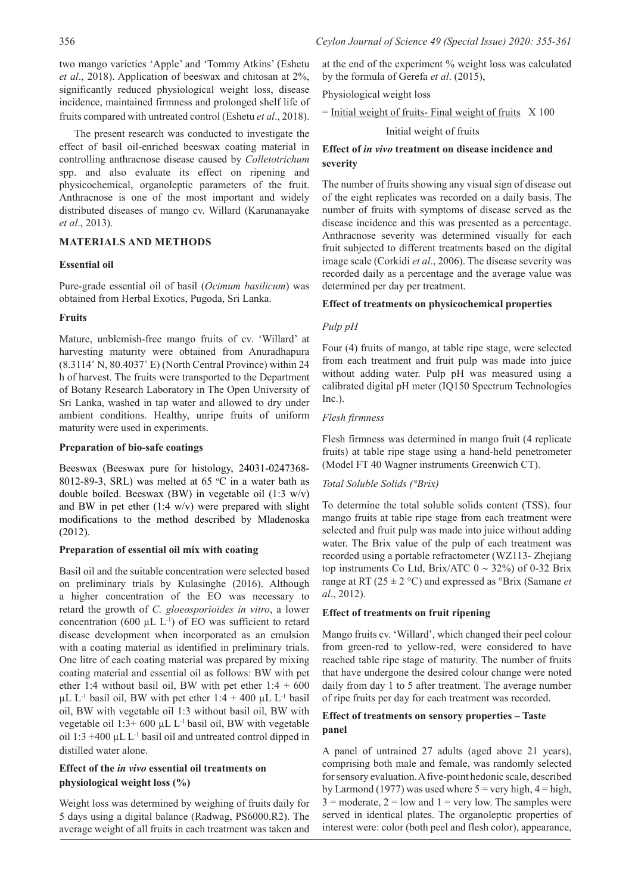two mango varieties 'Apple' and 'Tommy Atkins' (Eshetu *et al*., 2018). Application of beeswax and chitosan at 2%, significantly reduced physiological weight loss, disease incidence, maintained firmness and prolonged shelf life of fruits compared with untreated control (Eshetu *et al*., 2018).

The present research was conducted to investigate the effect of basil oil-enriched beeswax coating material in controlling anthracnose disease caused by *Colletotrichum* spp. and also evaluate its effect on ripening and physicochemical, organoleptic parameters of the fruit. Anthracnose is one of the most important and widely distributed diseases of mango cv. Willard (Karunanayake *et al*., 2013).

## MATERIALS AND METHODS

### Essential oil

Pure-grade essential oil of basil (*Ocimum basilicum*) was obtained from Herbal Exotics, Pugoda, Sri Lanka.

### Fruits

Mature, unblemish-free mango fruits of cv. 'Willard' at harvesting maturity were obtained from Anuradhapura (8.3114˚ N, 80.4037˚ E) (North Central Province) within 24 h of harvest. The fruits were transported to the Department of Botany Research Laboratory in The Open University of Sri Lanka, washed in tap water and allowed to dry under ambient conditions. Healthy, unripe fruits of uniform maturity were used in experiments.

### Preparation of bio-safe coatings

Beeswax (Beeswax pure for histology, 24031-0247368-8012-89-3, SRL) was melted at 65 °C in a water bath as double boiled. Beeswax (BW) in vegetable oil (1:3 w/v) and BW in pet ether (1:4 w/v) were prepared with slight modifications to the method described by Mladenoska (2012).

### Preparation of essential oil mix with coating

Basil oil and the suitable concentration were selected based on preliminary trials by Kulasinghe (2016). Although a higher concentration of the EO was necessary to retard the growth of *C. gloeosporioides in vitro*, a lower concentration (600 μL $L^{-1}$) of EO was sufficient to retard disease development when incorporated as an emulsion with a coating material as identified in preliminary trials. One litre of each coating material was prepared by mixing coating material and essential oil as follows: BW with pet ether 1:4 without basil oil, BW with pet ether 1:4 + 600 μL $L^{-1}$ basil oil, BW with pet ether 1:4 + 400 μL $L^{-1}$ basil oil, BW with vegetable oil 1:3 without basil oil, BW with vegetable oil 1:3+ 600 μL $L^{-1}$ basil oil, BW with vegetable oil 1:3 +400 μL $L^{-1}$ basil oil and untreated control dipped in distilled water alone.

### Effect of the *in vivo* essential oil treatments on physiological weight loss (%)

Weight loss was determined by weighing of fruits daily for 5 days using a digital balance (Radwag, PS6000.R2). The average weight of all fruits in each treatment was taken and at the end of the experiment % weight loss was calculated by the formula of Gerefa *et al*. (2015),

$$\text{Physiological weight loss} = \frac{\text{Initial weight of fruits} - \text{Final weight of fruits}}{\text{Initial weight of fruits}} \times 100$$

### Effect of *in vivo* treatment on disease incidence and severity

The number of fruits showing any visual sign of disease out of the eight replicates was recorded on a daily basis. The number of fruits with symptoms of disease served as the disease incidence and this was presented as a percentage. Anthracnose severity was determined visually for each fruit subjected to different treatments based on the digital image scale (Corkidi *et al*., 2006). The disease severity was recorded daily as a percentage and the average value was determined per day per treatment.

### Effect of treatments on physicochemical properties

#### *Pulp pH*

Four (4) fruits of mango, at table ripe stage, were selected from each treatment and fruit pulp was made into juice without adding water. Pulp pH was measured using a calibrated digital pH meter (IQ150 Spectrum Technologies Inc.).

#### *Flesh firmness*

Flesh firmness was determined in mango fruit (4 replicate fruits) at table ripe stage using a hand-held penetrometer (Model FT 40 Wagner instruments Greenwich CT).

#### *Total Soluble Solids (°Brix)*

To determine the total soluble solids content (TSS), four mango fruits at table ripe stage from each treatment were selected and fruit pulp was made into juice without adding water. The Brix value of the pulp of each treatment was recorded using a portable refractometer (WZ113- Zhejiang top instruments Co Ltd, Brix/ATC 0 ~ 32%) of 0-32 Brix range at RT (25 ± 2 °C) and expressed as °Brix (Samane *et al*., 2012).

### Effect of treatments on fruit ripening

Mango fruits cv. 'Willard', which changed their peel colour from green-red to yellow-red, were considered to have reached table ripe stage of maturity. The number of fruits that have undergone the desired colour change were noted daily from day 1 to 5 after treatment. The average number of ripe fruits per day for each treatment was recorded.

### Effect of treatments on sensory properties – Taste panel

A panel of untrained 27 adults (aged above 21 years), comprising both male and female, was randomly selected for sensory evaluation. A five-point hedonic scale, described by Larmond (1977) was used where 5 = very high, 4 = high, 3 = moderate, 2 = low and 1 = very low. The samples were served in identical plates. The organoleptic properties of interest were: color (both peel and flesh color), appearance,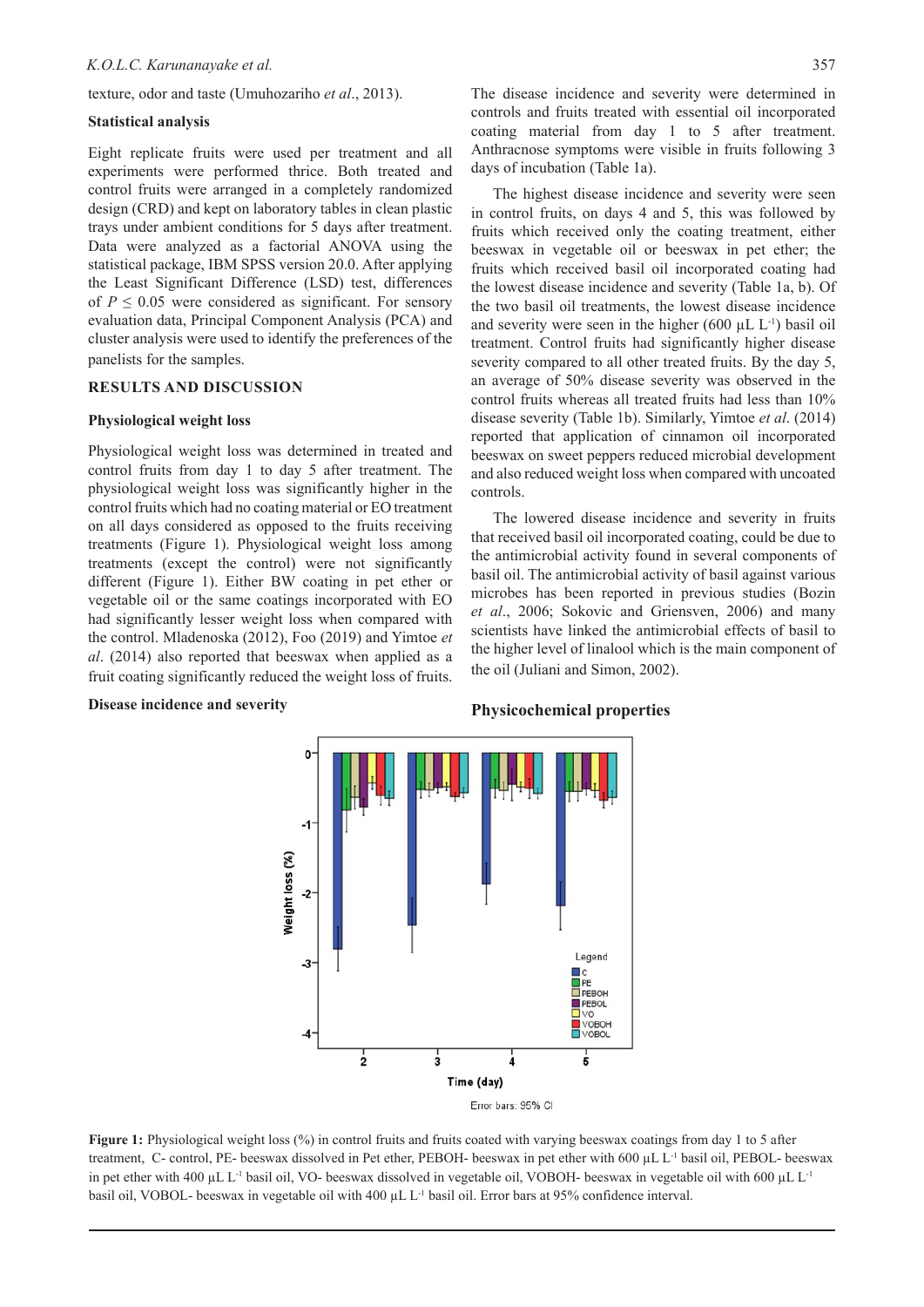texture, odor and taste (Umuhozariho *et al*., 2013).

### Statistical analysis

Eight replicate fruits were used per treatment and all experiments were performed thrice. Both treated and control fruits were arranged in a completely randomized design (CRD) and kept on laboratory tables in clean plastic trays under ambient conditions for 5 days after treatment. Data were analyzed as a factorial ANOVA using the statistical package, IBM SPSS version 20.0. After applying the Least Significant Difference (LSD) test, differences of $P \leq 0.05$ were considered as significant. For sensory evaluation data, Principal Component Analysis (PCA) and cluster analysis were used to identify the preferences of the panelists for the samples.

## RESULTS AND DISCUSSION

### Physiological weight loss

Physiological weight loss was determined in treated and control fruits from day 1 to day 5 after treatment. The physiological weight loss was significantly higher in the control fruits which had no coating material or EO treatment on all days considered as opposed to the fruits receiving treatments (Figure 1). Physiological weight loss among treatments (except the control) were not significantly different (Figure 1). Either BW coating in pet ether or vegetable oil or the same coatings incorporated with EO had significantly lesser weight loss when compared with the control. Mladenoska (2012), Foo (2019) and Yimtoe *et al*. (2014) also reported that beeswax when applied as a fruit coating significantly reduced the weight loss of fruits.

### Disease incidence and severity

The disease incidence and severity were determined in controls and fruits treated with essential oil incorporated coating material from day 1 to 5 after treatment. Anthracnose symptoms were visible in fruits following 3 days of incubation (Table 1a).

The highest disease incidence and severity were seen in control fruits, on days 4 and 5, this was followed by fruits which received only the coating treatment, either beeswax in vegetable oil or beeswax in pet ether; the fruits which received basil oil incorporated coating had the lowest disease incidence and severity (Table 1a, b). Of the two basil oil treatments, the lowest disease incidence and severity were seen in the higher (600 µL L$^{-1}$) basil oil treatment. Control fruits had significantly higher disease severity compared to all other treated fruits. By the day 5, an average of 50% disease severity was observed in the control fruits whereas all treated fruits had less than 10% disease severity (Table 1b). Similarly, Yimtoe *et al*. (2014) reported that application of cinnamon oil incorporated beeswax on sweet peppers reduced microbial development and also reduced weight loss when compared with uncoated controls.

The lowered disease incidence and severity in fruits that received basil oil incorporated coating, could be due to the antimicrobial activity found in several components of basil oil. The antimicrobial activity of basil against various microbes has been reported in previous studies (Bozin *et al*., 2006; Sokovic and Griensven, 2006) and many scientists have linked the antimicrobial effects of basil to the higher level of linalool which is the main component of the oil (Juliani and Simon, 2002).

### Physicochemical properties

**Figure 1:** Physiological weight loss (%) in control fruits and fruits coated with varying beeswax coatings from day 1 to 5 after treatment, C- control, PE- beeswax dissolved in Pet ether, PEBOH- beeswax in pet ether with 600 µL L$^{-1}$ basil oil, PEBOL- beeswax in pet ether with 400 µL L$^{-1}$ basil oil, VO- beeswax dissolved in vegetable oil, VOBOH- beeswax in vegetable oil with 600 µL L$^{-1}$ basil oil, VOBOL- beeswax in vegetable oil with 400 µL L$^{-1}$ basil oil. Error bars at 95% confidence interval.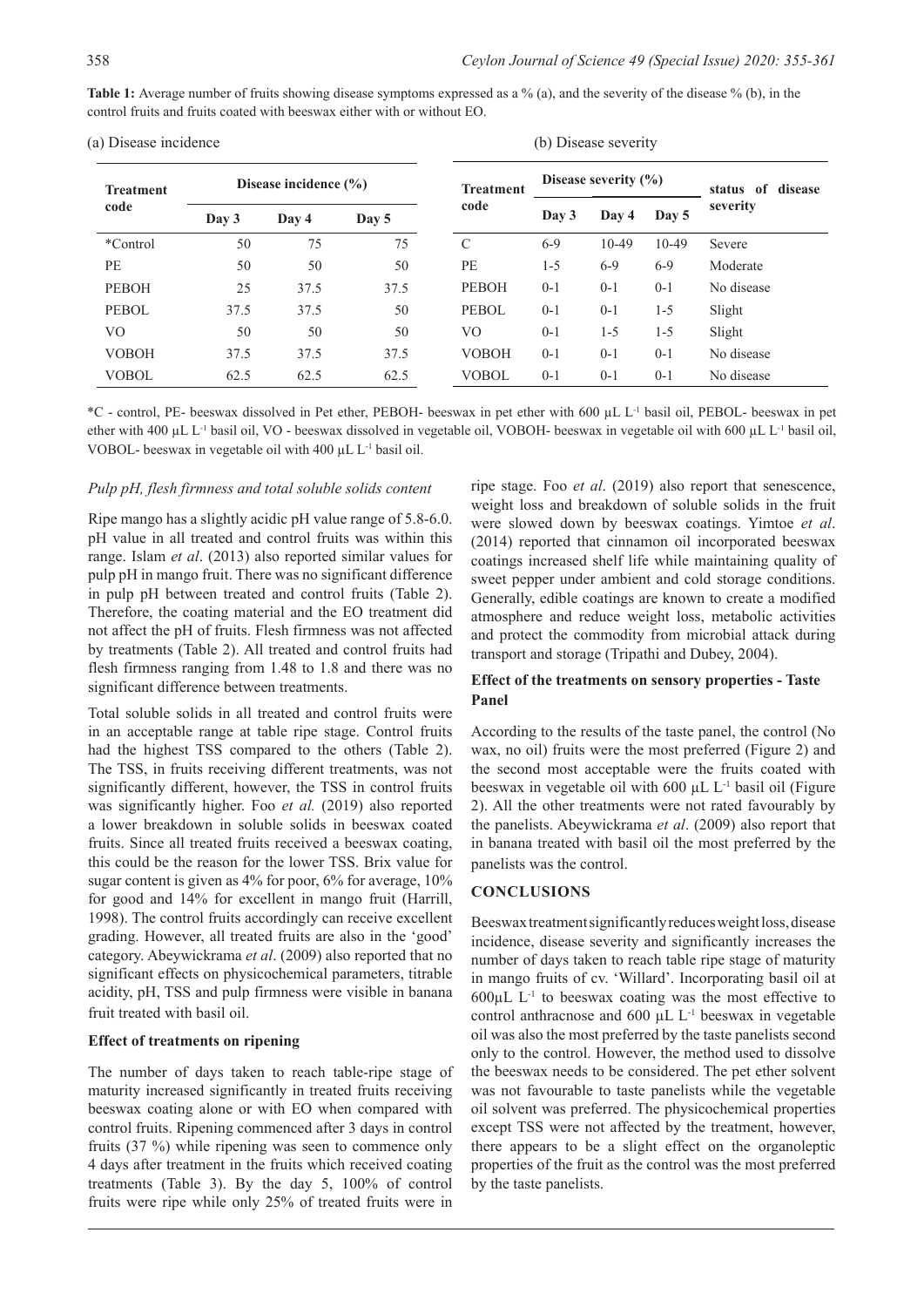**Table 1:** Average number of fruits showing disease symptoms expressed as a % (a), and the severity of the disease % (b), in the control fruits and fruits coated with beeswax either with or without EO.

(a) Disease incidence

| Treatment code | Disease incidence (%) | | |
|---|---|---|---|
| | Day 3 | Day 4 | Day 5 |
| *Control | 50 | 75 | 75 |
| PE | 50 | 50 | 50 |
| PEBOH | 25 | 37.5 | 37.5 |
| PEBOL | 37.5 | 37.5 | 50 |
| VO | 50 | 50 | 50 |
| VOBOH | 37.5 | 37.5 | 37.5 |
| VOBOL | 62.5 | 62.5 | 62.5 |

(b) Disease severity

| Treatment code | Disease severity (%) | | | status of disease severity |
|---|---|---|---|---|
| | Day 3 | Day 4 | Day 5 | |
| C | 6-9 | 10-49 | 10-49 | Severe |
| PE | 1-5 | 6-9 | 6-9 | Moderate |
| PEBOH | 0-1 | 0-1 | 0-1 | No disease |
| PEBOL | 0-1 | 0-1 | 1-5 | Slight |
| VO | 0-1 | 1-5 | 1-5 | Slight |
| VOBOH | 0-1 | 0-1 | 0-1 | No disease |
| VOBOL | 0-1 | 0-1 | 0-1 | No disease |

*C - control, PE- beeswax dissolved in Pet ether, PEBOH- beeswax in pet ether with 600 µL $L^{-1}$ basil oil, PEBOL- beeswax in pet ether with 400 µL $L^{-1}$ basil oil, VO - beeswax dissolved in vegetable oil, VOBOH- beeswax in vegetable oil with 600 µL $L^{-1}$ basil oil, VOBOL- beeswax in vegetable oil with 400 µL $L^{-1}$ basil oil.

### *Pulp pH, flesh firmness and total soluble solids content*

Ripe mango has a slightly acidic pH value range of 5.8-6.0. pH value in all treated and control fruits was within this range. Islam *et al*. (2013) also reported similar values for pulp pH in mango fruit. There was no significant difference in pulp pH between treated and control fruits (Table 2). Therefore, the coating material and the EO treatment did not affect the pH of fruits. Flesh firmness was not affected by treatments (Table 2). All treated and control fruits had flesh firmness ranging from 1.48 to 1.8 and there was no significant difference between treatments.

Total soluble solids in all treated and control fruits were in an acceptable range at table ripe stage. Control fruits had the highest TSS compared to the others (Table 2). The TSS, in fruits receiving different treatments, was not significantly different, however, the TSS in control fruits was significantly higher. Foo *et al.* (2019) also reported a lower breakdown in soluble solids in beeswax coated fruits. Since all treated fruits received a beeswax coating, this could be the reason for the lower TSS. Brix value for sugar content is given as 4% for poor, 6% for average, 10% for good and 14% for excellent in mango fruit (Harrill, 1998). The control fruits accordingly can receive excellent grading. However, all treated fruits are also in the 'good' category. Abeywickrama *et al*. (2009) also reported that no significant effects on physicochemical parameters, titrable acidity, pH, TSS and pulp firmness were visible in banana fruit treated with basil oil.

### **Effect of treatments on ripening**

The number of days taken to reach table-ripe stage of maturity increased significantly in treated fruits receiving beeswax coating alone or with EO when compared with control fruits. Ripening commenced after 3 days in control fruits (37 %) while ripening was seen to commence only 4 days after treatment in the fruits which received coating treatments (Table 3). By the day 5, 100% of control fruits were ripe while only 25% of treated fruits were in ripe stage. Foo *et al*. (2019) also report that senescence, weight loss and breakdown of soluble solids in the fruit were slowed down by beeswax coatings. Yimtoe *et al*. (2014) reported that cinnamon oil incorporated beeswax coatings increased shelf life while maintaining quality of sweet pepper under ambient and cold storage conditions. Generally, edible coatings are known to create a modified atmosphere and reduce weight loss, metabolic activities and protect the commodity from microbial attack during transport and storage (Tripathi and Dubey, 2004).

### **Effect of the treatments on sensory properties - Taste Panel**

According to the results of the taste panel, the control (No wax, no oil) fruits were the most preferred (Figure 2) and the second most acceptable were the fruits coated with beeswax in vegetable oil with 600 µL $L^{-1}$ basil oil (Figure 2). All the other treatments were not rated favourably by the panelists. Abeywickrama *et al*. (2009) also report that in banana treated with basil oil the most preferred by the panelists was the control.

## **CONCLUSIONS**

Beeswax treatment significantly reduces weight loss, disease incidence, disease severity and significantly increases the number of days taken to reach table ripe stage of maturity in mango fruits of cv. 'Willard'. Incorporating basil oil at 600µL $L^{-1}$ to beeswax coating was the most effective to control anthracnose and 600 µL $L^{-1}$ beeswax in vegetable oil was also the most preferred by the taste panelists second only to the control. However, the method used to dissolve the beeswax needs to be considered. The pet ether solvent was not favourable to taste panelists while the vegetable oil solvent was preferred. The physicochemical properties except TSS were not affected by the treatment, however, there appears to be a slight effect on the organoleptic properties of the fruit as the control was the most preferred by the taste panelists.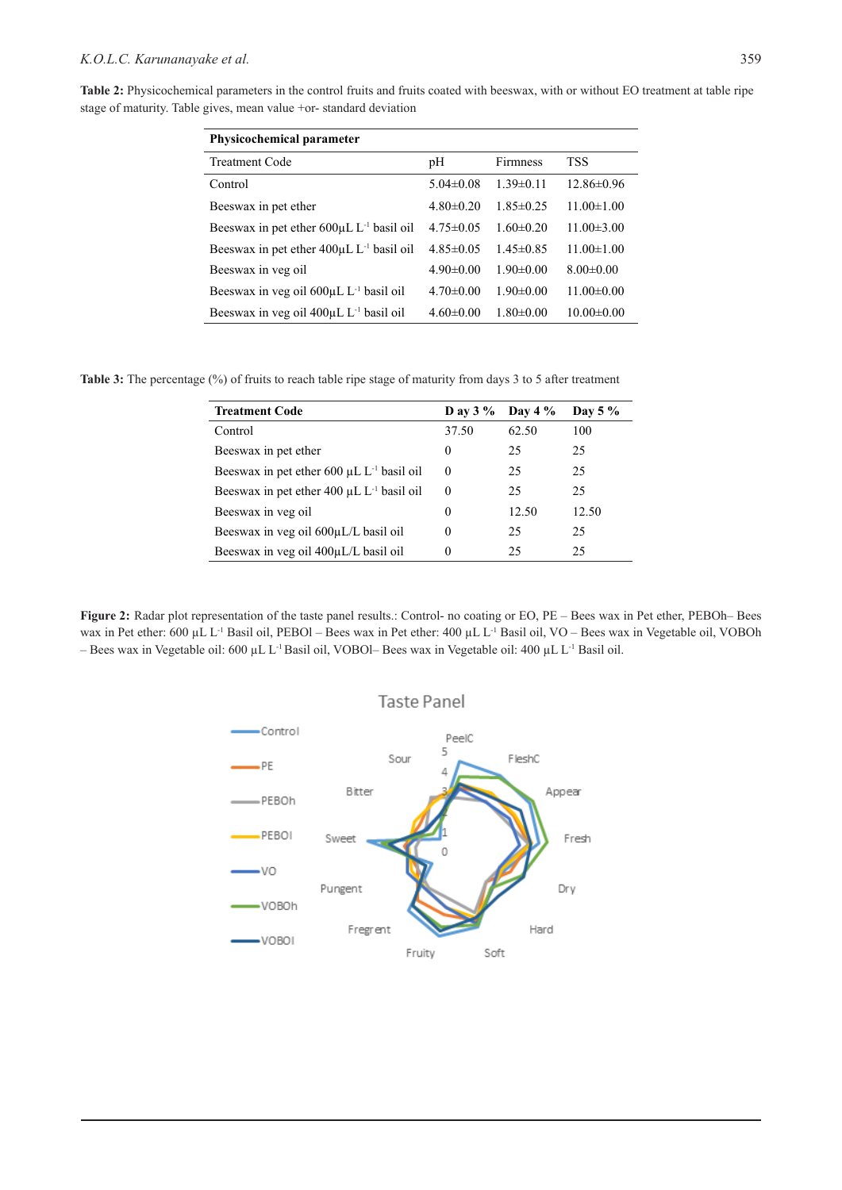**Table 2:** Physicochemical parameters in the control fruits and fruits coated with beeswax, with or without EO treatment at table ripe stage of maturity. Table gives, mean value +or- standard deviation

| **Physicochemical parameter** | | | |
|---|---|---|---|
| Treatment Code | pH | Firmness | TSS |
| Control | 5.04±0.08 | 1.39±0.11 | 12.86±0.96 |
| Beeswax in pet ether | 4.80±0.20 | 1.85±0.25 | 11.00±1.00 |
| Beeswax in pet ether 600μL $L^{-1}$ basil oil | 4.75±0.05 | 1.60±0.20 | 11.00±3.00 |
| Beeswax in pet ether 400μL $L^{-1}$ basil oil | 4.85±0.05 | 1.45±0.85 | 11.00±1.00 |
| Beeswax in veg oil | 4.90±0.00 | 1.90±0.00 | 8.00±0.00 |
| Beeswax in veg oil 600μL $L^{-1}$ basil oil | 4.70±0.00 | 1.90±0.00 | 11.00±0.00 |
| Beeswax in veg oil 400μL $L^{-1}$ basil oil | 4.60±0.00 | 1.80±0.00 | 10.00±0.00 |

**Table 3:** The percentage (%) of fruits to reach table ripe stage of maturity from days 3 to 5 after treatment

| **Treatment Code** | **D ay 3 %** | **Day 4 %** | **Day 5 %** |
|---|---|---|---|
| Control | 37.50 | 62.50 | 100 |
| Beeswax in pet ether | 0 | 25 | 25 |
| Beeswax in pet ether 600 μL $L^{-1}$ basil oil | 0 | 25 | 25 |
| Beeswax in pet ether 400 μL $L^{-1}$ basil oil | 0 | 25 | 25 |
| Beeswax in veg oil | 0 | 12.50 | 12.50 |
| Beeswax in veg oil 600μL/L basil oil | 0 | 25 | 25 |
| Beeswax in veg oil 400μL/L basil oil | 0 | 25 | 25 |

**Figure 2:** Radar plot representation of the taste panel results.: Control- no coating or EO, PE – Bees wax in Pet ether, PEBOh– Bees wax in Pet ether: 600 μL $L^{-1}$ Basil oil, PEBOl – Bees wax in Pet ether: 400 μL $L^{-1}$ Basil oil, VO – Bees wax in Vegetable oil, VOBOh – Bees wax in Vegetable oil: 600 μL $L^{-1}$ Basil oil, VOBOl– Bees wax in Vegetable oil: 400 μL $L^{-1}$ Basil oil.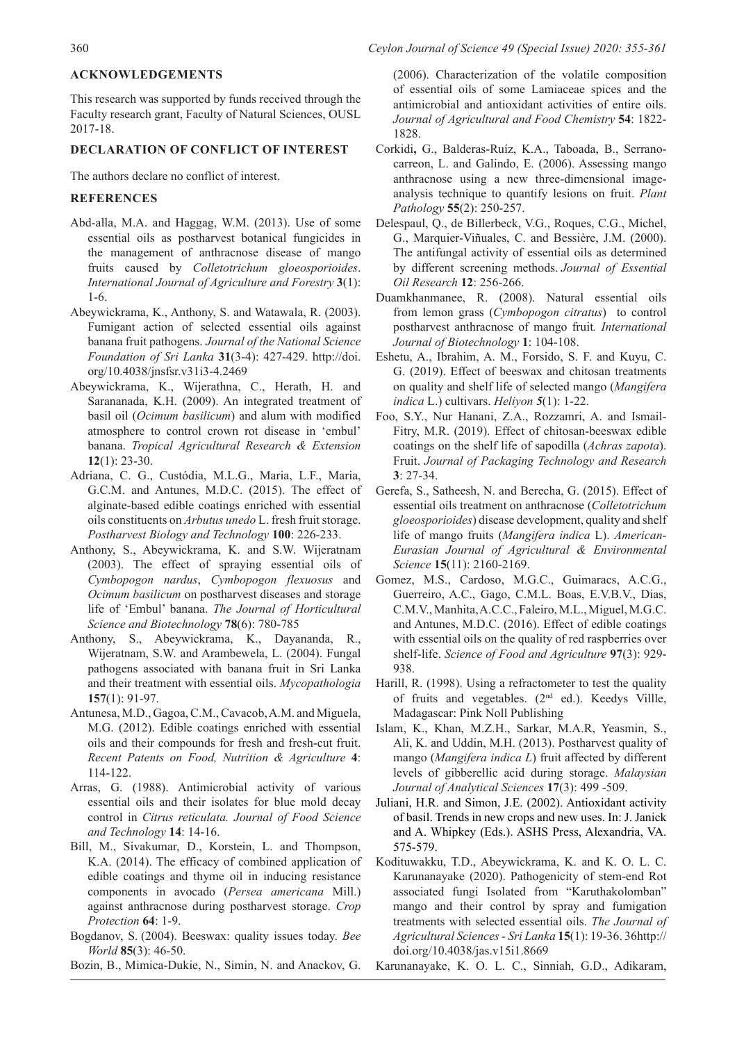## ACKNOWLEDGEMENTS

This research was supported by funds received through the Faculty research grant, Faculty of Natural Sciences, OUSL 2017-18.

## DECLARATION OF CONFLICT OF INTEREST

The authors declare no conflict of interest.

## REFERENCES

Abd-alla, M.A. and Haggag, W.M. (2013). Use of some essential oils as postharvest botanical fungicides in the management of anthracnose disease of mango fruits caused by *Colletotrichum gloeosporioides*. *International Journal of Agriculture and Forestry* **3**(1): 1-6.

Abeywickrama, K., Anthony, S. and Watawala, R. (2003). Fumigant action of selected essential oils against banana fruit pathogens. *Journal of the National Science Foundation of Sri Lanka* **31**(3-4): 427-429. http://doi.org/10.4038/jnsfsr.v31i3-4.2469

Abeywickrama, K., Wijerathna, C., Herath, H. and Sarananada, K.H. (2009). An integrated treatment of basil oil (*Ocimum basilicum*) and alum with modified atmosphere to control crown rot disease in 'embul' banana. *Tropical Agricultural Research & Extension* **12**(1): 23-30.

Adriana, C. G., Custódia, M.L.G., Maria, L.F., Maria, G.C.M. and Antunes, M.D.C. (2015). The effect of alginate-based edible coatings enriched with essential oils constituents on *Arbutus unedo* L. fresh fruit storage. *Postharvest Biology and Technology* **100**: 226-233.

Anthony, S., Abeywickrama, K. and S.W. Wijeratnam (2003). The effect of spraying essential oils of *Cymbopogon nardus*, *Cymbopogon flexuosus* and *Ocimum basilicum* on postharvest diseases and storage life of 'Embul' banana. *The Journal of Horticultural Science and Biotechnology* **78**(6): 780-785

Anthony, S., Abeywickrama, K., Dayananda, R., Wijeratnam, S.W. and Arambewela, L. (2004). Fungal pathogens associated with banana fruit in Sri Lanka and their treatment with essential oils. *Mycopathologia* **157**(1): 91-97.

Antunesa, M.D., Gagoa, C.M., Cavacob, A.M. and Miguela, M.G. (2012). Edible coatings enriched with essential oils and their compounds for fresh and fresh-cut fruit. *Recent Patents on Food, Nutrition & Agriculture* **4**: 114-122.

Arras, G. (1988). Antimicrobial activity of various essential oils and their isolates for blue mold decay control in *Citrus reticulata. Journal of Food Science and Technology* **14**: 14-16.

Bill, M., Sivakumar, D., Korstein, L. and Thompson, K.A. (2014). The efficacy of combined application of edible coatings and thyme oil in inducing resistance components in avocado (*Persea americana* Mill.) against anthracnose during postharvest storage. *Crop Protection* **64**: 1-9.

Bogdanov, S. (2004). Beeswax: quality issues today. *Bee World* **85**(3): 46-50.

Bozin, B., Mimica-Dukie, N., Simin, N. and Anackov, G. (2006). Characterization of the volatile composition of essential oils of some Lamiaceae spices and the antimicrobial and antioxidant activities of entire oils. *Journal of Agricultural and Food Chemistry* **54**: 1822-1828.

Corkidi, G., Balderas-Ruíz, K.A., Taboada, B., Serrano-carreon, L. and Galindo, E. (2006). Assessing mango anthracnose using a new three-dimensional image-analysis technique to quantify lesions on fruit. *Plant Pathology* **55**(2): 250-257.

Delespaul, Q., de Billerbeck, V.G., Roques, C.G., Michel, G., Marquier-Viñuales, C. and Bessière, J.M. (2000). The antifungal activity of essential oils as determined by different screening methods. *Journal of Essential Oil Research* **12**: 256-266.

Duamkhanmanee, R. (2008). Natural essential oils from lemon grass (*Cymbopogon citratus*) to control postharvest anthracnose of mango fruit*. International Journal of Biotechnology* **1**: 104-108.

Eshetu, A., Ibrahim, A. M., Forsido, S. F. and Kuyu, C. G. (2019). Effect of beeswax and chitosan treatments on quality and shelf life of selected mango (*Mangifera indica* L.) cultivars. *Heliyon* *5*(1): 1-22.

Foo, S.Y., Nur Hanani, Z.A., Rozzamri, A. and Ismail-Fitry, M.R. (2019). Effect of chitosan-beeswax edible coatings on the shelf life of sapodilla (*Achras zapota*). Fruit. *Journal of Packaging Technology and Research* **3**: 27-34.

Gerefa, S., Satheesh, N. and Berecha, G. (2015). Effect of essential oils treatment on anthracnose (*Colletotrichum gloeosporioides*) disease development, quality and shelf life of mango fruits (*Mangifera indica* L). *American-Eurasian Journal of Agricultural & Environmental Science* **15**(11): 2160-2169.

Gomez, M.S., Cardoso, M.G.C., Guimaracs, A.C.G., Guerreiro, A.C., Gago, C.M.L. Boas, E.V.B.V., Dias, C.M.V., Manhita, A.C.C., Faleiro, M.L., Miguel, M.G.C. and Antunes, M.D.C. (2016). Effect of edible coatings with essential oils on the quality of red raspberries over shelf-life. *Science of Food and Agriculture* **97**(3): 929-938.

Harill, R. (1998). Using a refractometer to test the quality of fruits and vegetables. (2[nd] ed.). Keedys Villle, Madagascar: Pink Noll Publishing

Islam, K., Khan, M.Z.H., Sarkar, M.A.R, Yeasmin, S., Ali, K. and Uddin, M.H. (2013). Postharvest quality of mango (*Mangifera indica L*) fruit affected by different levels of gibberellic acid during storage. *Malaysian Journal of Analytical Sciences* **17**(3): 499 -509.

Juliani, H.R. and Simon, J.E. (2002). Antioxidant activity of basil. Trends in new crops and new uses. In: J. Janick and A. Whipkey (Eds.). ASHS Press, Alexandria, VA. 575-579.

Kodituwakku, T.D., Abeywickrama, K. and K. O. L. C. Karunanayake (2020). Pathogenicity of stem-end Rot associated fungi Isolated from "Karuthakolomban" mango and their control by spray and fumigation treatments with selected essential oils. *The Journal of Agricultural Sciences - Sri Lanka* **15**(1): 19-36. 36http://doi.org/10.4038/jas.v15i1.8669

Karunanayake, K. O. L. C., Sinniah, G.D., Adikaram,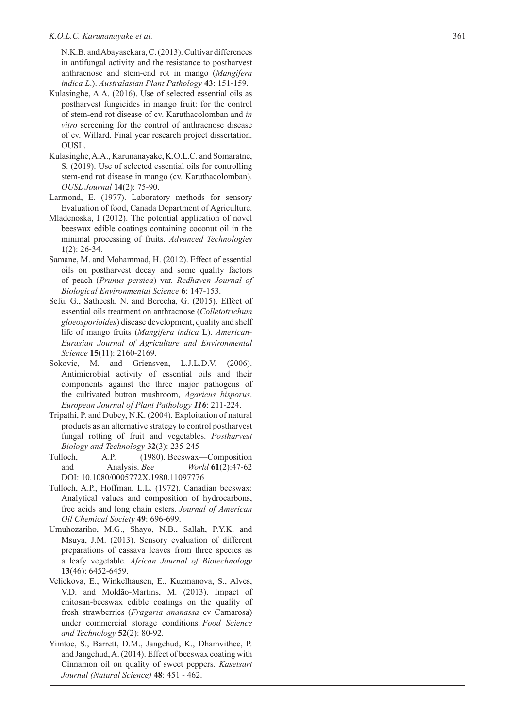N.K.B. and Abayasekara, C. (2013). Cultivar differences in antifungal activity and the resistance to postharvest anthracnose and stem-end rot in mango (*Mangifera indica L.*). *Australasian Plant Pathology* **43**: 151-159.

Kulasinghe, A.A. (2016). Use of selected essential oils as postharvest fungicides in mango fruit: for the control of stem-end rot disease of cv. Karuthacolomban and *in vitro* screening for the control of anthracnose disease of cv. Willard. Final year research project dissertation. OUSL.

Kulasinghe, A.A., Karunanayake, K.O.L.C. and Somaratne, S. (2019). Use of selected essential oils for controlling stem-end rot disease in mango (cv. Karuthacolomban). *OUSL Journal* **14**(2): 75-90.

Larmond, E. (1977). Laboratory methods for sensory Evaluation of food, Canada Department of Agriculture.

Mladenoska, I (2012). The potential application of novel beeswax edible coatings containing coconut oil in the minimal processing of fruits. *Advanced Technologies* **1**(2): 26-34.

Samane, M. and Mohammad, H. (2012). Effect of essential oils on postharvest decay and some quality factors of peach (*Prunus persica*) var. *Redhaven Journal of Biological Environmental Science* **6**: 147-153.

Sefu, G., Satheesh, N. and Berecha, G. (2015). Effect of essential oils treatment on anthracnose (*Colletotrichum gloeosporioides*) disease development, quality and shelf life of mango fruits (*Mangifera indica* L). *American-Eurasian Journal of Agriculture and Environmental Science* **15**(11): 2160-2169.

Sokovic, M. and Griensven, L.J.L.D.V. (2006). Antimicrobial activity of essential oils and their components against the three major pathogens of the cultivated button mushroom, *Agaricus bisporus*. *European Journal of Plant Pathology* ***116***: 211-224.

Tripathi, P. and Dubey, N.K. (2004). Exploitation of natural products as an alternative strategy to control postharvest fungal rotting of fruit and vegetables. *Postharvest Biology and Technology* **32**(3): 235-245

Tulloch, A.P. (1980). Beeswax—Composition and Analysis. *Bee World* **61**(2):47-62 DOI: 10.1080/0005772X.1980.11097776

Tulloch, A.P., Hoffman, L.L. (1972). Canadian beeswax: Analytical values and composition of hydrocarbons, free acids and long chain esters. *Journal of American Oil Chemical Society* **49**: 696-699.

Umuhozariho, M.G., Shayo, N.B., Sallah, P.Y.K. and Msuya, J.M. (2013). Sensory evaluation of different preparations of cassava leaves from three species as a leafy vegetable. *African Journal of Biotechnology* **13**(46): 6452-6459.

Velickova, E., Winkelhausen, E., Kuzmanova, S., Alves, V.D. and Moldão-Martins, M. (2013). Impact of chitosan-beeswax edible coatings on the quality of fresh strawberries (*Fragaria ananassa* cv Camarosa) under commercial storage conditions. *Food Science and Technology* **52**(2): 80-92.

Yimtoe, S., Barrett, D.M., Jangchud, K., Dhamvithee, P. and Jangchud, A. (2014). Effect of beeswax coating with Cinnamon oil on quality of sweet peppers. *Kasetsart Journal (Natural Science)* **48**: 451 - 462.